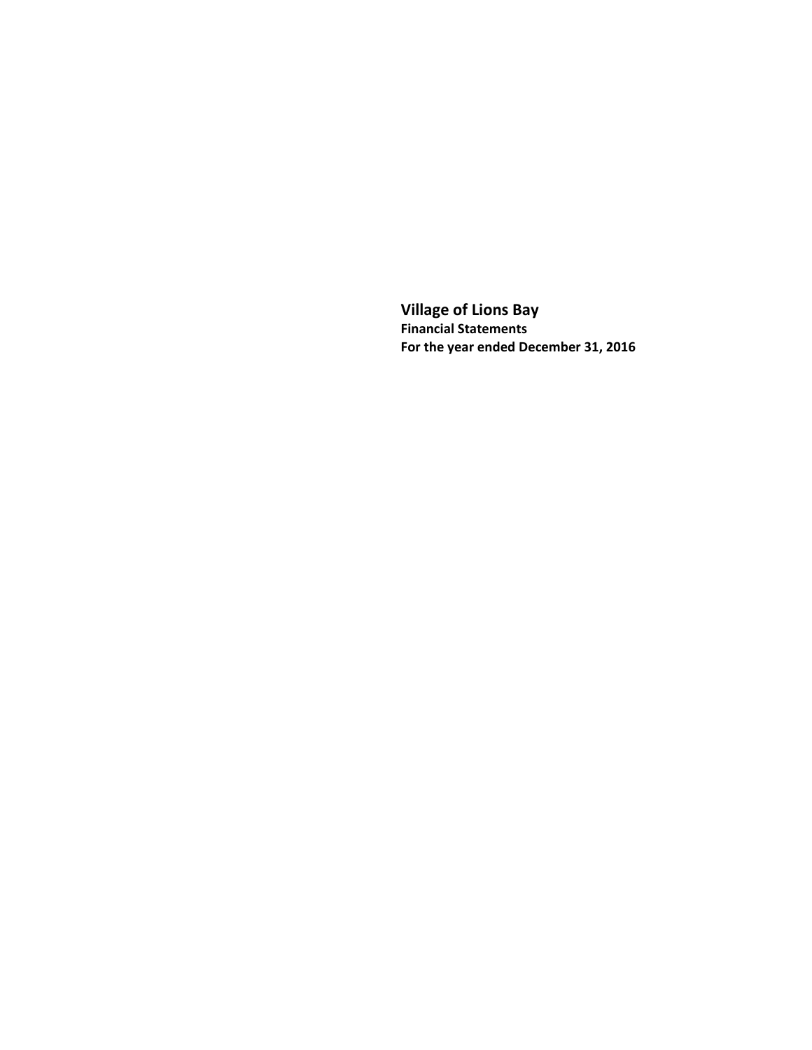# Village of Lions Bay

**Financial Statements**

**For the year ended December 31, 2016**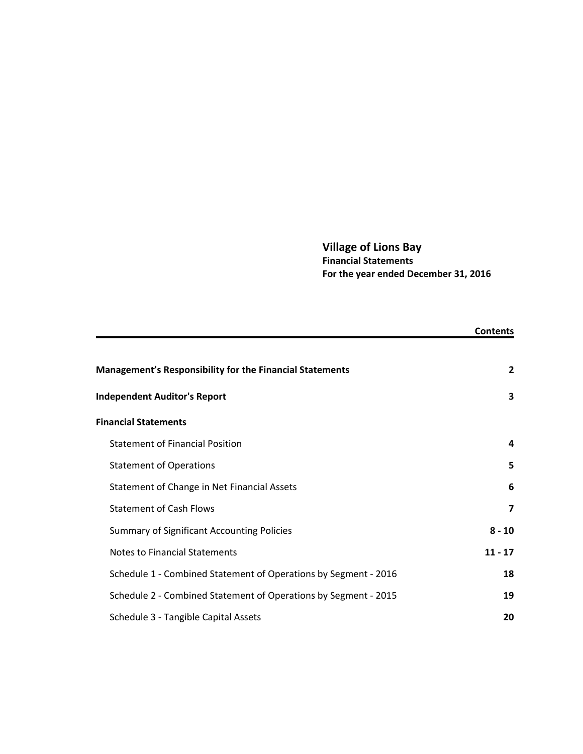# Village of Lions Bay

**Financial Statements**
**For the year ended December 31, 2016**

| | Contents |
|---|---|
| **Management's Responsibility for the Financial Statements** | **2** |
| **Independent Auditor's Report** | **3** |
| **Financial Statements** | |
| Statement of Financial Position | **4** |
| Statement of Operations | **5** |
| Statement of Change in Net Financial Assets | **6** |
| Statement of Cash Flows | **7** |
| Summary of Significant Accounting Policies | **8 - 10** |
| Notes to Financial Statements | **11 - 17** |
| Schedule 1 - Combined Statement of Operations by Segment - 2016 | **18** |
| Schedule 2 - Combined Statement of Operations by Segment - 2015 | **19** |
| Schedule 3 - Tangible Capital Assets | **20** |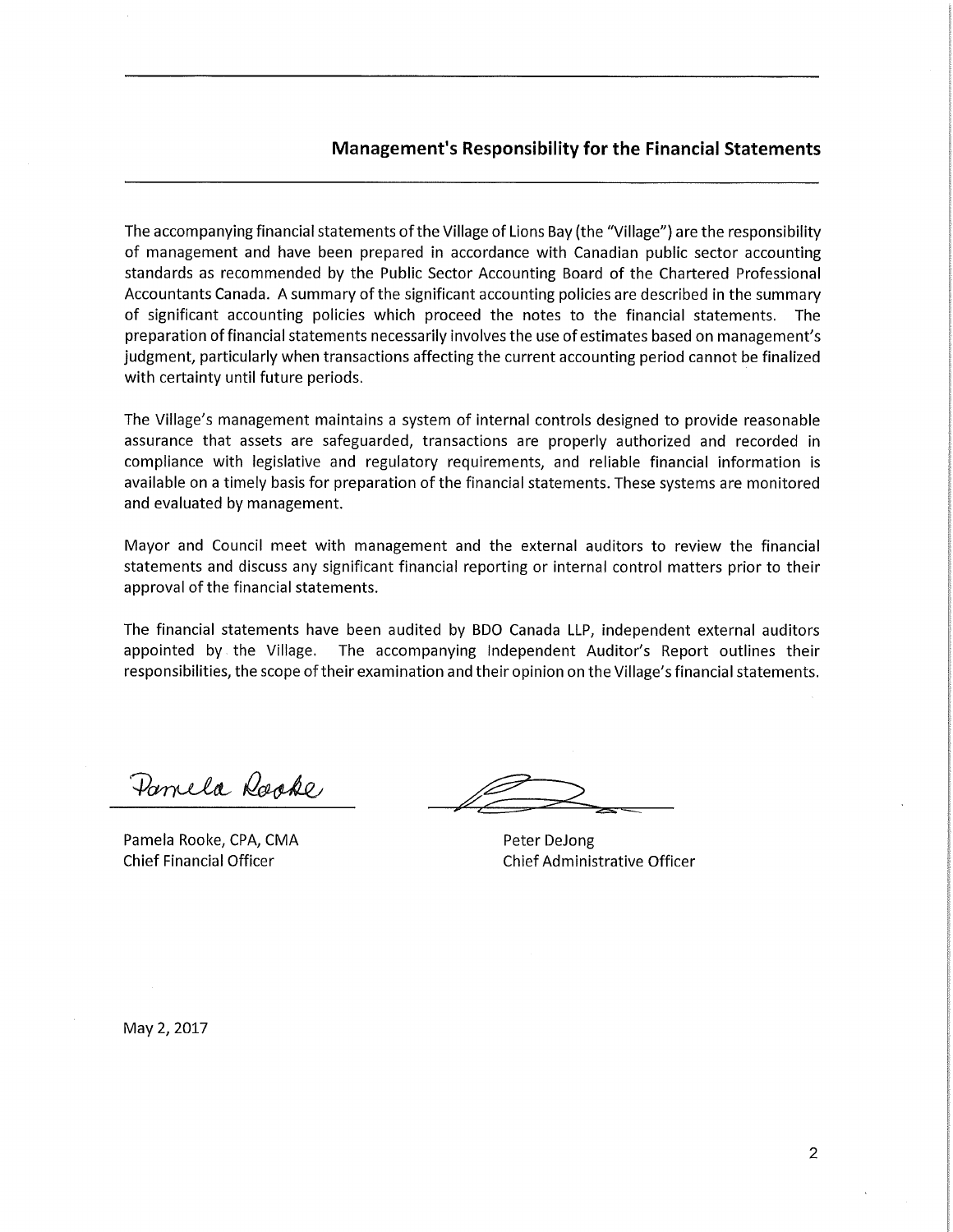## Management's Responsibility for the Financial Statements

The accompanying financial statements of the Village of Lions Bay (the "Village") are the responsibility of management and have been prepared in accordance with Canadian public sector accounting standards as recommended by the Public Sector Accounting Board of the Chartered Professional Accountants Canada. A summary of the significant accounting policies are described in the summary of significant accounting policies which proceed the notes to the financial statements. The preparation of financial statements necessarily involves the use of estimates based on management's judgment, particularly when transactions affecting the current accounting period cannot be finalized with certainty until future periods.

The Village's management maintains a system of internal controls designed to provide reasonable assurance that assets are safeguarded, transactions are properly authorized and recorded in compliance with legislative and regulatory requirements, and reliable financial information is available on a timely basis for preparation of the financial statements. These systems are monitored and evaluated by management.

Mayor and Council meet with management and the external auditors to review the financial statements and discuss any significant financial reporting or internal control matters prior to their approval of the financial statements.

The financial statements have been audited by BDO Canada LLP, independent external auditors appointed by the Village. The accompanying Independent Auditor's Report outlines their responsibilities, the scope of their examination and their opinion on the Village's financial statements.

Pamela Rooke, CPA, CMA
Chief Financial Officer

Peter DeJong
Chief Administrative Officer

May 2, 2017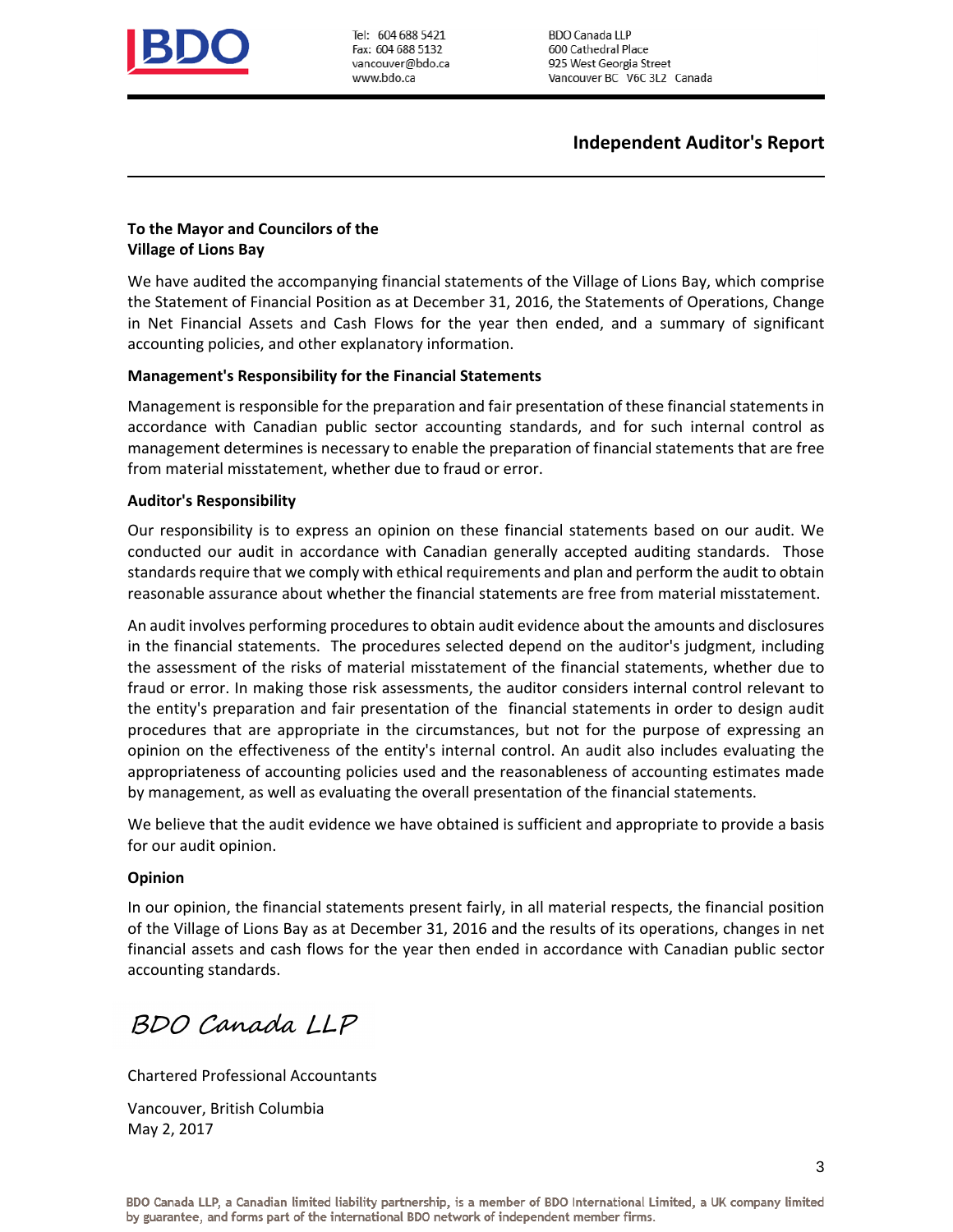Tel: 604 688 5421
Fax: 604 688 5132
vancouver@bdo.ca
www.bdo.ca

BDO Canada LLP
600 Cathedral Place
925 West Georgia Street
Vancouver BC V6C 3L2 Canada

# Independent Auditor's Report

**To the Mayor and Councilors of the Village of Lions Bay**

We have audited the accompanying financial statements of the Village of Lions Bay, which comprise the Statement of Financial Position as at December 31, 2016, the Statements of Operations, Change in Net Financial Assets and Cash Flows for the year then ended, and a summary of significant accounting policies, and other explanatory information.

**Management's Responsibility for the Financial Statements**

Management is responsible for the preparation and fair presentation of these financial statements in accordance with Canadian public sector accounting standards, and for such internal control as management determines is necessary to enable the preparation of financial statements that are free from material misstatement, whether due to fraud or error.

**Auditor's Responsibility**

Our responsibility is to express an opinion on these financial statements based on our audit. We conducted our audit in accordance with Canadian generally accepted auditing standards. Those standards require that we comply with ethical requirements and plan and perform the audit to obtain reasonable assurance about whether the financial statements are free from material misstatement.

An audit involves performing procedures to obtain audit evidence about the amounts and disclosures in the financial statements. The procedures selected depend on the auditor's judgment, including the assessment of the risks of material misstatement of the financial statements, whether due to fraud or error. In making those risk assessments, the auditor considers internal control relevant to the entity's preparation and fair presentation of the financial statements in order to design audit procedures that are appropriate in the circumstances, but not for the purpose of expressing an opinion on the effectiveness of the entity's internal control. An audit also includes evaluating the appropriateness of accounting policies used and the reasonableness of accounting estimates made by management, as well as evaluating the overall presentation of the financial statements.

We believe that the audit evidence we have obtained is sufficient and appropriate to provide a basis for our audit opinion.

**Opinion**

In our opinion, the financial statements present fairly, in all material respects, the financial position of the Village of Lions Bay as at December 31, 2016 and the results of its operations, changes in net financial assets and cash flows for the year then ended in accordance with Canadian public sector accounting standards.

*BDO Canada LLP*

Chartered Professional Accountants

Vancouver, British Columbia
May 2, 2017

BDO Canada LLP, a Canadian limited liability partnership, is a member of BDO International Limited, a UK company limited by guarantee, and forms part of the international BDO network of independent member firms.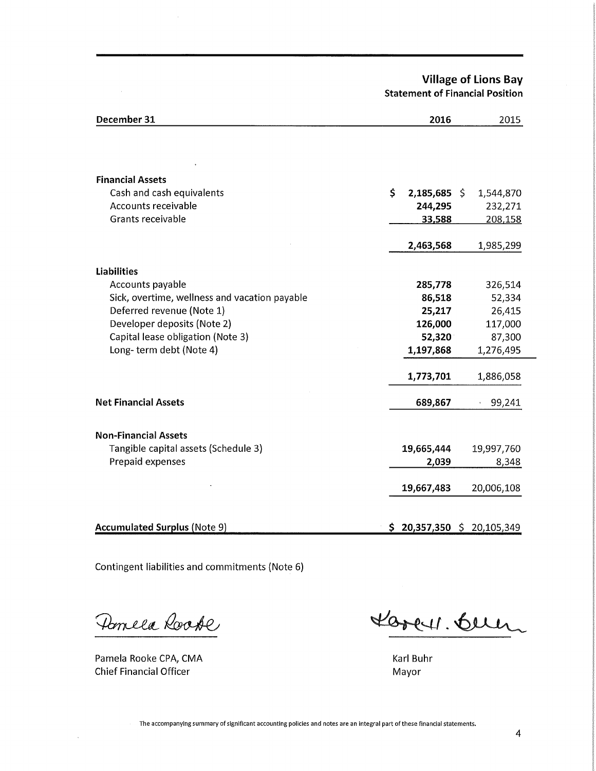# Village of Lions Bay

## Statement of Financial Position

| December 31 | 2016 | 2015 |
|---|---|---|
| **Financial Assets** | | |
| Cash and cash equivalents | $ **2,185,685** | $ 1,544,870 |
| Accounts receivable | **244,295** | 232,271 |
| Grants receivable | **33,588** | 208,158 |
| | **2,463,568** | 1,985,299 |
| **Liabilities** | | |
| Accounts payable | **285,778** | 326,514 |
| Sick, overtime, wellness and vacation payable | **86,518** | 52,334 |
| Deferred revenue (Note 1) | **25,217** | 26,415 |
| Developer deposits (Note 2) | **126,000** | 117,000 |
| Capital lease obligation (Note 3) | **52,320** | 87,300 |
| Long- term debt (Note 4) | **1,197,868** | 1,276,495 |
| | **1,773,701** | 1,886,058 |
| **Net Financial Assets** | **689,867** | 99,241 |
| **Non-Financial Assets** | | |
| Tangible capital assets (Schedule 3) | **19,665,444** | 19,997,760 |
| Prepaid expenses | **2,039** | 8,348 |
| | **19,667,483** | 20,006,108 |
| **Accumulated Surplus** (Note 9) | **$ 20,357,350** | $ 20,105,349 |

Contingent liabilities and commitments (Note 6)

Pamela Rooke CPA, CMA
Chief Financial Officer

Karl Buhr
Mayor

The accompanying summary of significant accounting policies and notes are an integral part of these financial statements.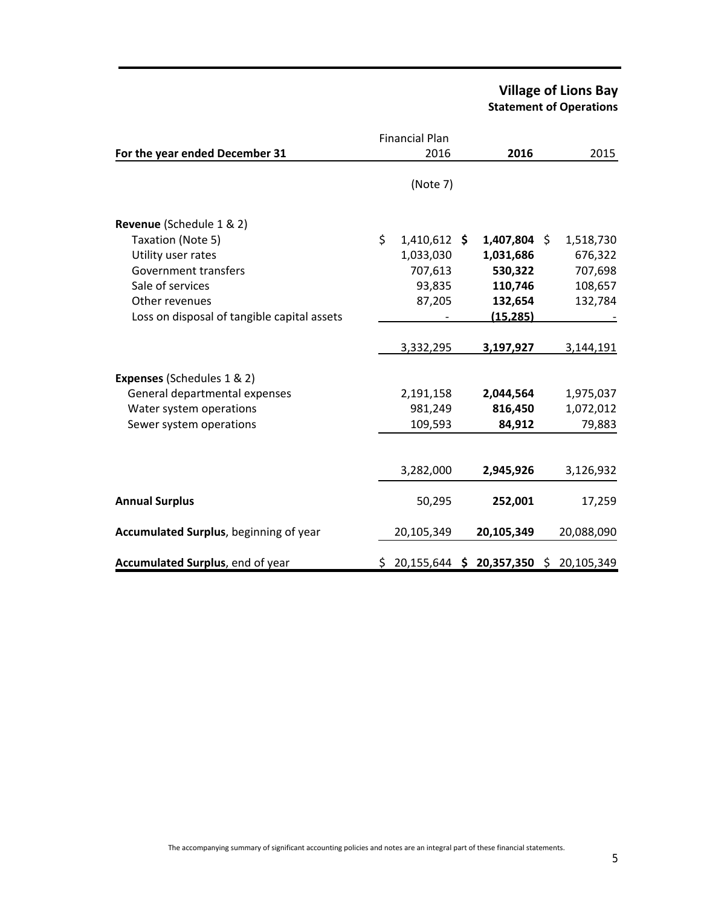# Village of Lions Bay

## Statement of Operations

| For the year ended December 31 | Financial Plan 2016 | **2016** | 2015 |
|---|---|---|---|
| | (Note 7) | | |
| **Revenue** (Schedule 1 & 2) | | | |
| Taxation (Note 5) | $ 1,410,612 | **$ 1,407,804** | $ 1,518,730 |
| Utility user rates | 1,033,030 | **1,031,686** | 676,322 |
| Government transfers | 707,613 | **530,322** | 707,698 |
| Sale of services | 93,835 | **110,746** | 108,657 |
| Other revenues | 87,205 | **132,654** | 132,784 |
| Loss on disposal of tangible capital assets | - | **(15,285)** | - |
| | 3,332,295 | **3,197,927** | 3,144,191 |
| **Expenses** (Schedules 1 & 2) | | | |
| General departmental expenses | 2,191,158 | **2,044,564** | 1,975,037 |
| Water system operations | 981,249 | **816,450** | 1,072,012 |
| Sewer system operations | 109,593 | **84,912** | 79,883 |
| | 3,282,000 | **2,945,926** | 3,126,932 |
| **Annual Surplus** | 50,295 | **252,001** | 17,259 |
| **Accumulated Surplus**, beginning of year | 20,105,349 | **20,105,349** | 20,088,090 |
| **Accumulated Surplus**, end of year | $ 20,155,644 | **$ 20,357,350** | $ 20,105,349 |

The accompanying summary of significant accounting policies and notes are an integral part of these financial statements.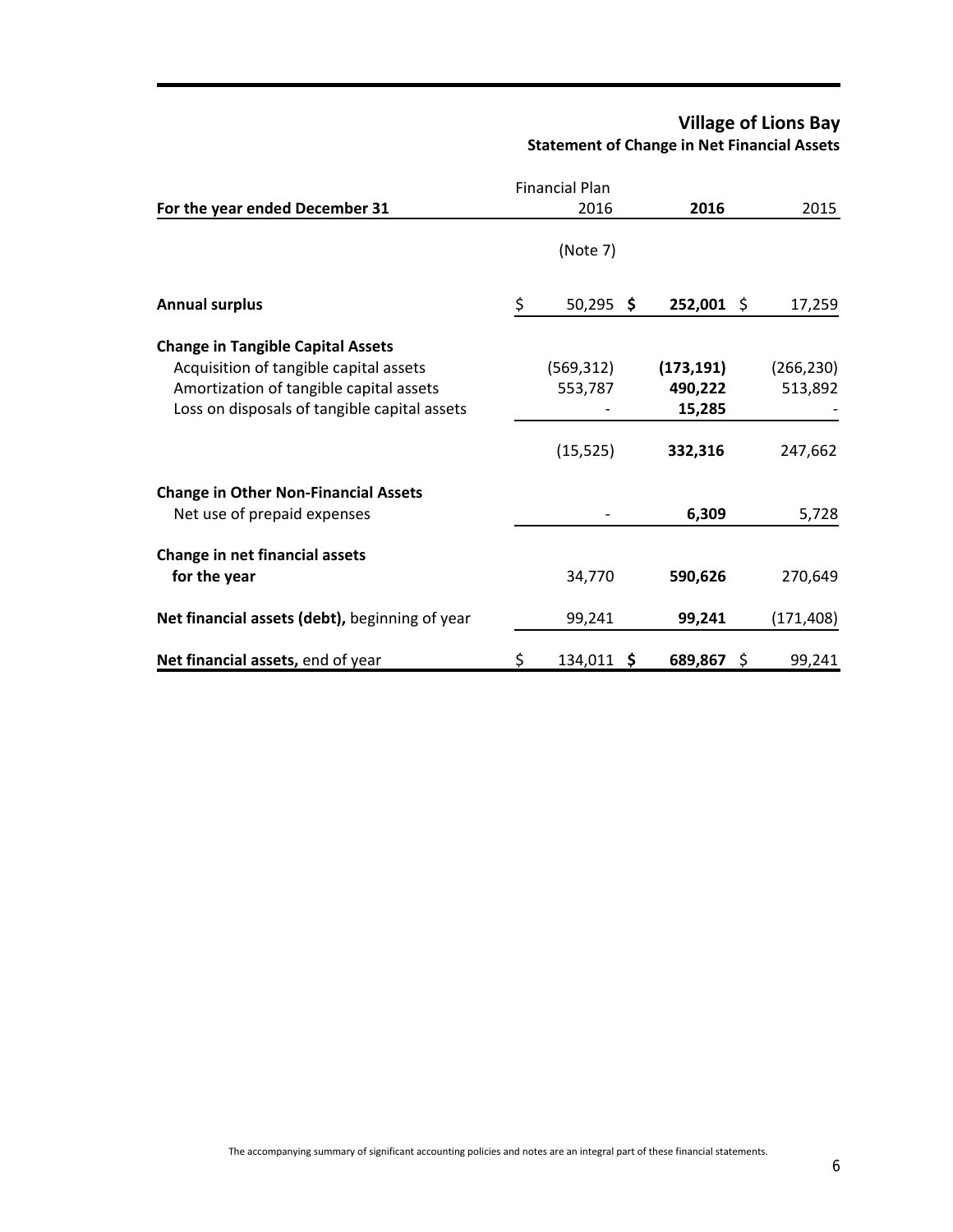# Village of Lions Bay

## Statement of Change in Net Financial Assets

| For the year ended December 31 | Financial Plan 2016 | 2016 | 2015 |
|---|---|---|---|
| | (Note 7) | | |
| **Annual surplus** | $ 50,295 | **$ 252,001** | $ 17,259 |
| **Change in Tangible Capital Assets** | | | |
| Acquisition of tangible capital assets | (569,312) | **(173,191)** | (266,230) |
| Amortization of tangible capital assets | 553,787 | **490,222** | 513,892 |
| Loss on disposals of tangible capital assets | - | **15,285** | - |
| | (15,525) | **332,316** | 247,662 |
| **Change in Other Non-Financial Assets** | | | |
| Net use of prepaid expenses | - | **6,309** | 5,728 |
| **Change in net financial assets for the year** | 34,770 | **590,626** | 270,649 |
| **Net financial assets (debt),** beginning of year | 99,241 | **99,241** | (171,408) |
| **Net financial assets,** end of year | $ 134,011 | **$ 689,867** | $ 99,241 |

The accompanying summary of significant accounting policies and notes are an integral part of these financial statements.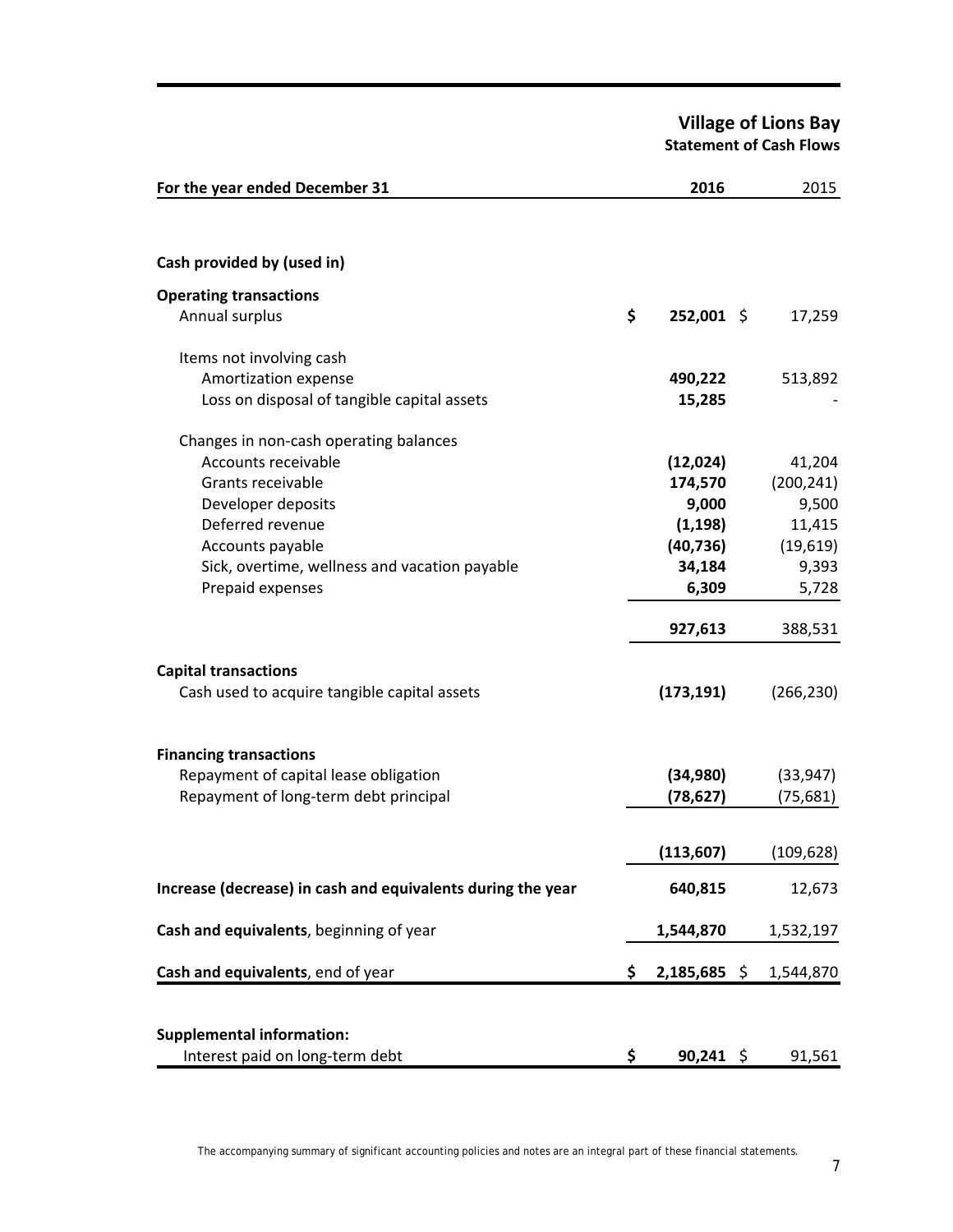# Village of Lions Bay

## Statement of Cash Flows

| For the year ended December 31 | 2016 | 2015 |
|---|---|---|
| **Cash provided by (used in)** | | |
| **Operating transactions** | | |
| Annual surplus | $ 252,001 | $ 17,259 |
| Items not involving cash | | |
| Amortization expense | 490,222 | 513,892 |
| Loss on disposal of tangible capital assets | 15,285 | - |
| Changes in non-cash operating balances | | |
| Accounts receivable | (12,024) | 41,204 |
| Grants receivable | 174,570 | (200,241) |
| Developer deposits | 9,000 | 9,500 |
| Deferred revenue | (1,198) | 11,415 |
| Accounts payable | (40,736) | (19,619) |
| Sick, overtime, wellness and vacation payable | 34,184 | 9,393 |
| Prepaid expenses | 6,309 | 5,728 |
| | 927,613 | 388,531 |
| **Capital transactions** | | |
| Cash used to acquire tangible capital assets | (173,191) | (266,230) |
| **Financing transactions** | | |
| Repayment of capital lease obligation | (34,980) | (33,947) |
| Repayment of long-term debt principal | (78,627) | (75,681) |
| | (113,607) | (109,628) |
| **Increase (decrease) in cash and equivalents during the year** | 640,815 | 12,673 |
| **Cash and equivalents**, beginning of year | 1,544,870 | 1,532,197 |
| **Cash and equivalents**, end of year | $ 2,185,685 | $ 1,544,870 |
| **Supplemental information:** | | |
| Interest paid on long-term debt | $ 90,241 | $ 91,561 |

The accompanying summary of significant accounting policies and notes are an integral part of these financial statements.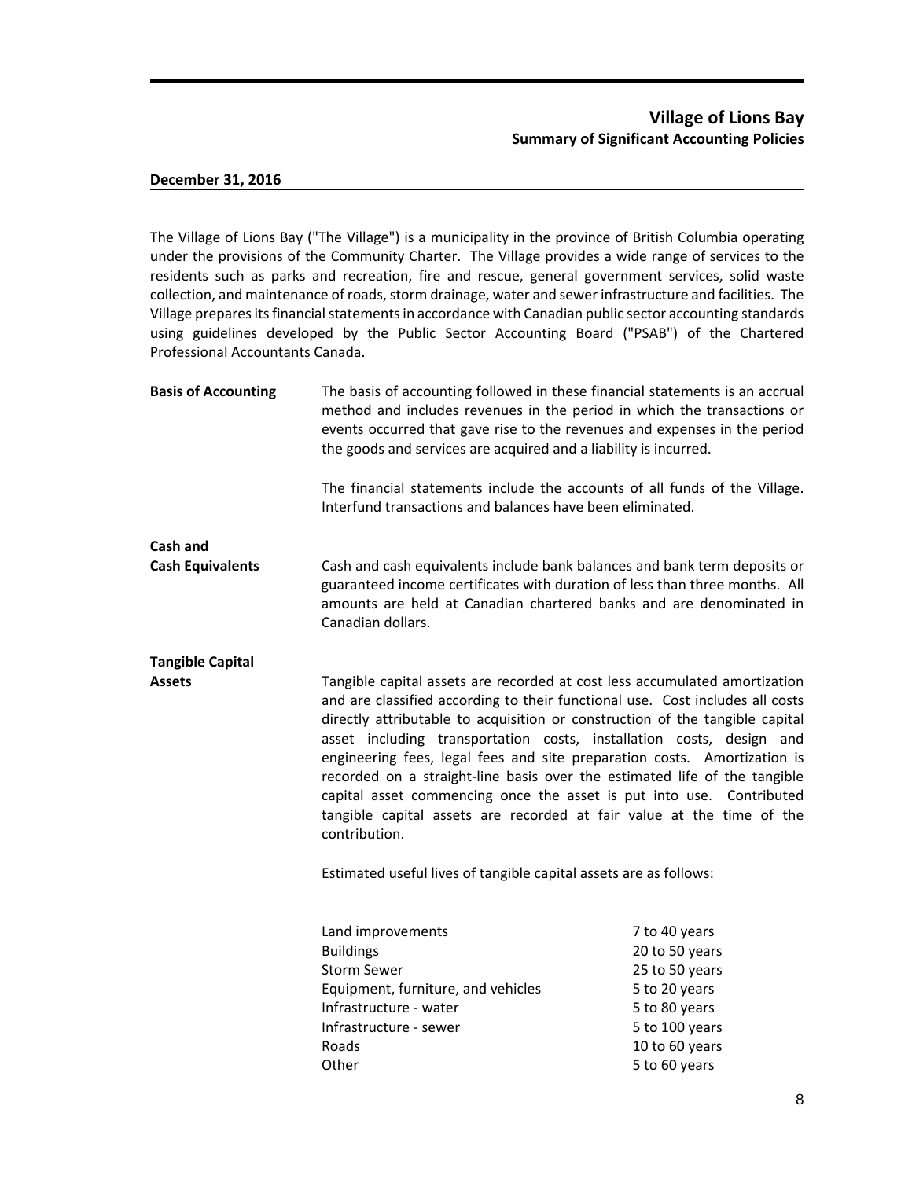# Village of Lions Bay

## Summary of Significant Accounting Policies

**December 31, 2016**

The Village of Lions Bay ("The Village") is a municipality in the province of British Columbia operating under the provisions of the Community Charter. The Village provides a wide range of services to the residents such as parks and recreation, fire and rescue, general government services, solid waste collection, and maintenance of roads, storm drainage, water and sewer infrastructure and facilities. The Village prepares its financial statements in accordance with Canadian public sector accounting standards using guidelines developed by the Public Sector Accounting Board ("PSAB") of the Chartered Professional Accountants Canada.

**Basis of Accounting**

The basis of accounting followed in these financial statements is an accrual method and includes revenues in the period in which the transactions or events occurred that gave rise to the revenues and expenses in the period the goods and services are acquired and a liability is incurred.

The financial statements include the accounts of all funds of the Village. Interfund transactions and balances have been eliminated.

**Cash and Cash Equivalents**

Cash and cash equivalents include bank balances and bank term deposits or guaranteed income certificates with duration of less than three months. All amounts are held at Canadian chartered banks and are denominated in Canadian dollars.

**Tangible Capital Assets**

Tangible capital assets are recorded at cost less accumulated amortization and are classified according to their functional use. Cost includes all costs directly attributable to acquisition or construction of the tangible capital asset including transportation costs, installation costs, design and engineering fees, legal fees and site preparation costs. Amortization is recorded on a straight-line basis over the estimated life of the tangible capital asset commencing once the asset is put into use. Contributed tangible capital assets are recorded at fair value at the time of the contribution.

Estimated useful lives of tangible capital assets are as follows:

| | |
|---|---|
| Land improvements | 7 to 40 years |
| Buildings | 20 to 50 years |
| Storm Sewer | 25 to 50 years |
| Equipment, furniture, and vehicles | 5 to 20 years |
| Infrastructure - water | 5 to 80 years |
| Infrastructure - sewer | 5 to 100 years |
| Roads | 10 to 60 years |
| Other | 5 to 60 years |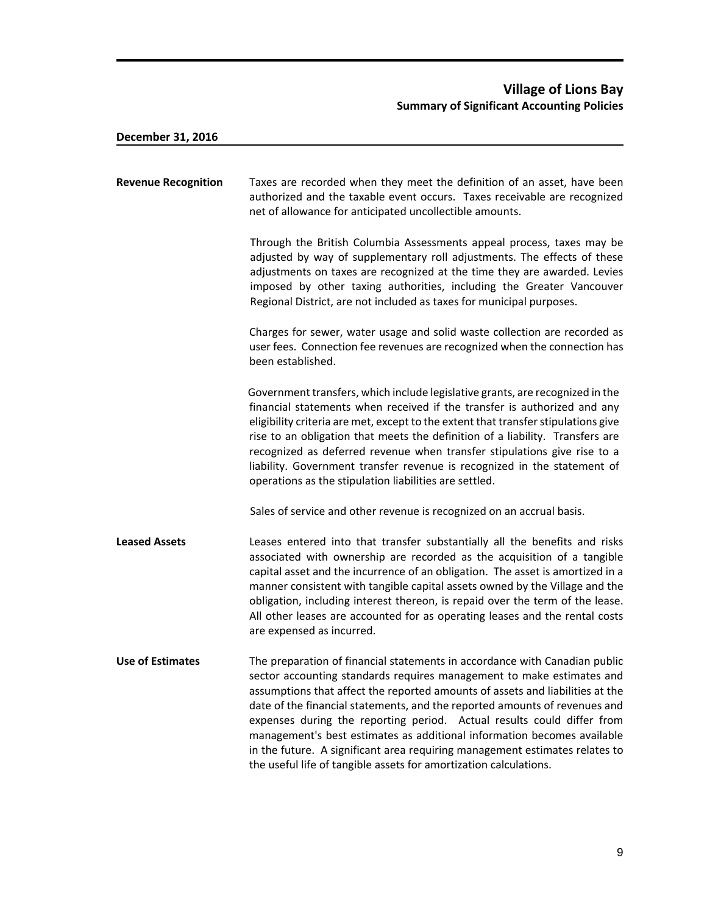# Village of Lions Bay

## Summary of Significant Accounting Policies

**December 31, 2016**

**Revenue Recognition**

Taxes are recorded when they meet the definition of an asset, have been authorized and the taxable event occurs. Taxes receivable are recognized net of allowance for anticipated uncollectible amounts.

Through the British Columbia Assessments appeal process, taxes may be adjusted by way of supplementary roll adjustments. The effects of these adjustments on taxes are recognized at the time they are awarded. Levies imposed by other taxing authorities, including the Greater Vancouver Regional District, are not included as taxes for municipal purposes.

Charges for sewer, water usage and solid waste collection are recorded as user fees. Connection fee revenues are recognized when the connection has been established.

Government transfers, which include legislative grants, are recognized in the financial statements when received if the transfer is authorized and any eligibility criteria are met, except to the extent that transfer stipulations give rise to an obligation that meets the definition of a liability. Transfers are recognized as deferred revenue when transfer stipulations give rise to a liability. Government transfer revenue is recognized in the statement of operations as the stipulation liabilities are settled.

Sales of service and other revenue is recognized on an accrual basis.

**Leased Assets**

Leases entered into that transfer substantially all the benefits and risks associated with ownership are recorded as the acquisition of a tangible capital asset and the incurrence of an obligation. The asset is amortized in a manner consistent with tangible capital assets owned by the Village and the obligation, including interest thereon, is repaid over the term of the lease. All other leases are accounted for as operating leases and the rental costs are expensed as incurred.

**Use of Estimates**

The preparation of financial statements in accordance with Canadian public sector accounting standards requires management to make estimates and assumptions that affect the reported amounts of assets and liabilities at the date of the financial statements, and the reported amounts of revenues and expenses during the reporting period. Actual results could differ from management's best estimates as additional information becomes available in the future. A significant area requiring management estimates relates to the useful life of tangible assets for amortization calculations.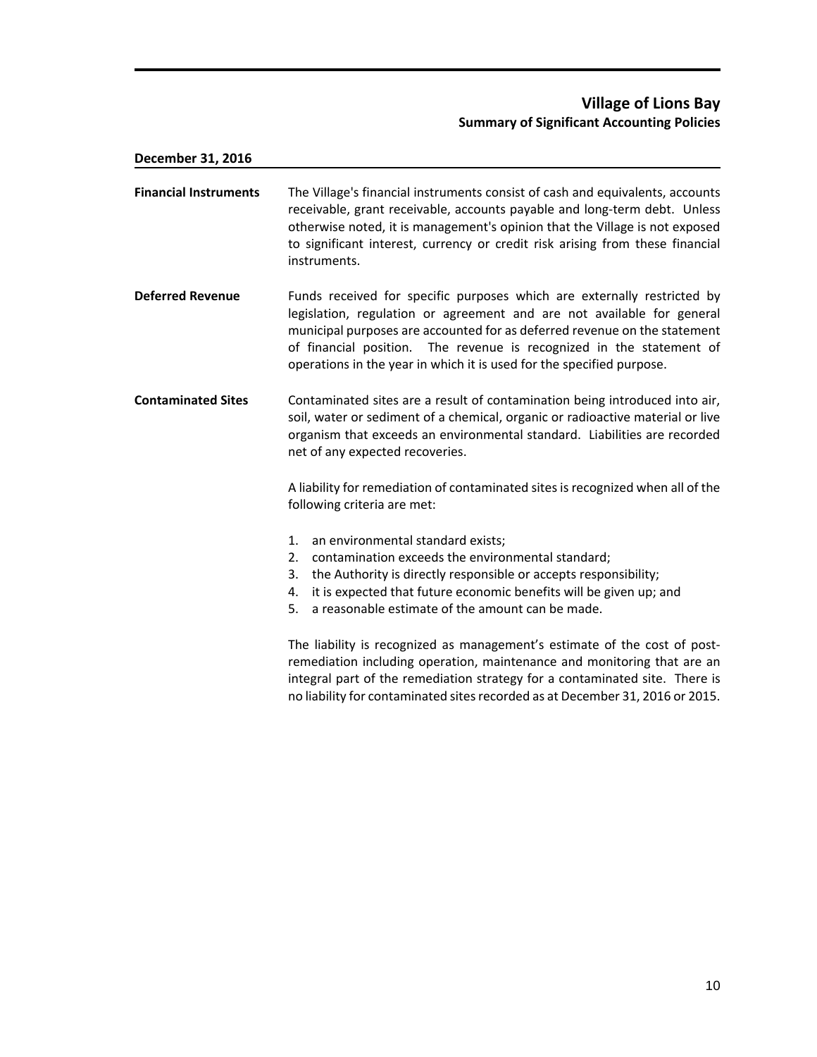# Village of Lions Bay

## Summary of Significant Accounting Policies

**December 31, 2016**

**Financial Instruments**

The Village's financial instruments consist of cash and equivalents, accounts receivable, grant receivable, accounts payable and long-term debt. Unless otherwise noted, it is management's opinion that the Village is not exposed to significant interest, currency or credit risk arising from these financial instruments.

**Deferred Revenue**

Funds received for specific purposes which are externally restricted by legislation, regulation or agreement and are not available for general municipal purposes are accounted for as deferred revenue on the statement of financial position. The revenue is recognized in the statement of operations in the year in which it is used for the specified purpose.

**Contaminated Sites**

Contaminated sites are a result of contamination being introduced into air, soil, water or sediment of a chemical, organic or radioactive material or live organism that exceeds an environmental standard. Liabilities are recorded net of any expected recoveries.

A liability for remediation of contaminated sites is recognized when all of the following criteria are met:

1. an environmental standard exists;
2. contamination exceeds the environmental standard;
3. the Authority is directly responsible or accepts responsibility;
4. it is expected that future economic benefits will be given up; and
5. a reasonable estimate of the amount can be made.

The liability is recognized as management's estimate of the cost of post-remediation including operation, maintenance and monitoring that are an integral part of the remediation strategy for a contaminated site. There is no liability for contaminated sites recorded as at December 31, 2016 or 2015.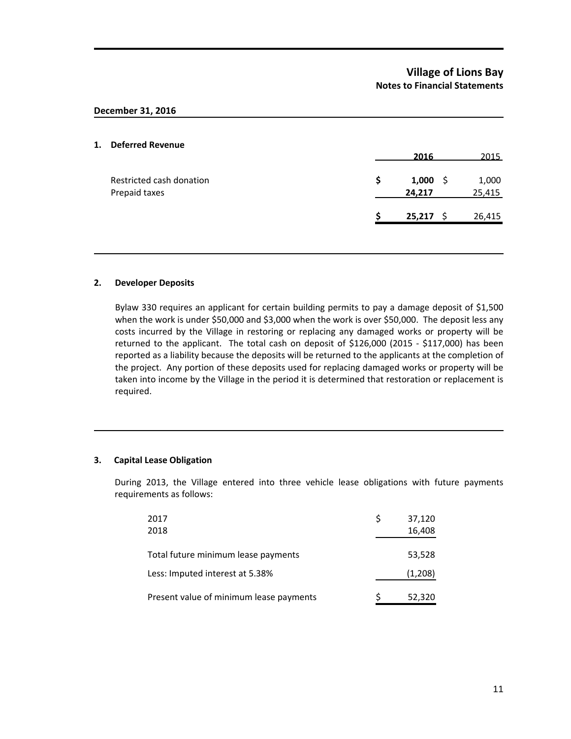# Village of Lions Bay

## Notes to Financial Statements

**December 31, 2016**

### 1. Deferred Revenue

| | **2016** | 2015 |
|---|---|---|
| Restricted cash donation | **$ 1,000** | $ 1,000 |
| Prepaid taxes | **24,217** | 25,415 |
| | **$ 25,217** | $ 26,415 |

### 2. Developer Deposits

Bylaw 330 requires an applicant for certain building permits to pay a damage deposit of $1,500 when the work is under $50,000 and $3,000 when the work is over $50,000. The deposit less any costs incurred by the Village in restoring or replacing any damaged works or property will be returned to the applicant. The total cash on deposit of $126,000 (2015 - $117,000) has been reported as a liability because the deposits will be returned to the applicants at the completion of the project. Any portion of these deposits used for replacing damaged works or property will be taken into income by the Village in the period it is determined that restoration or replacement is required.

### 3. Capital Lease Obligation

During 2013, the Village entered into three vehicle lease obligations with future payments requirements as follows:

| | |
|---|---|
| 2017 | $ 37,120 |
| 2018 | 16,408 |
| Total future minimum lease payments | 53,528 |
| Less: Imputed interest at 5.38% | (1,208) |
| Present value of minimum lease payments | $ 52,320 |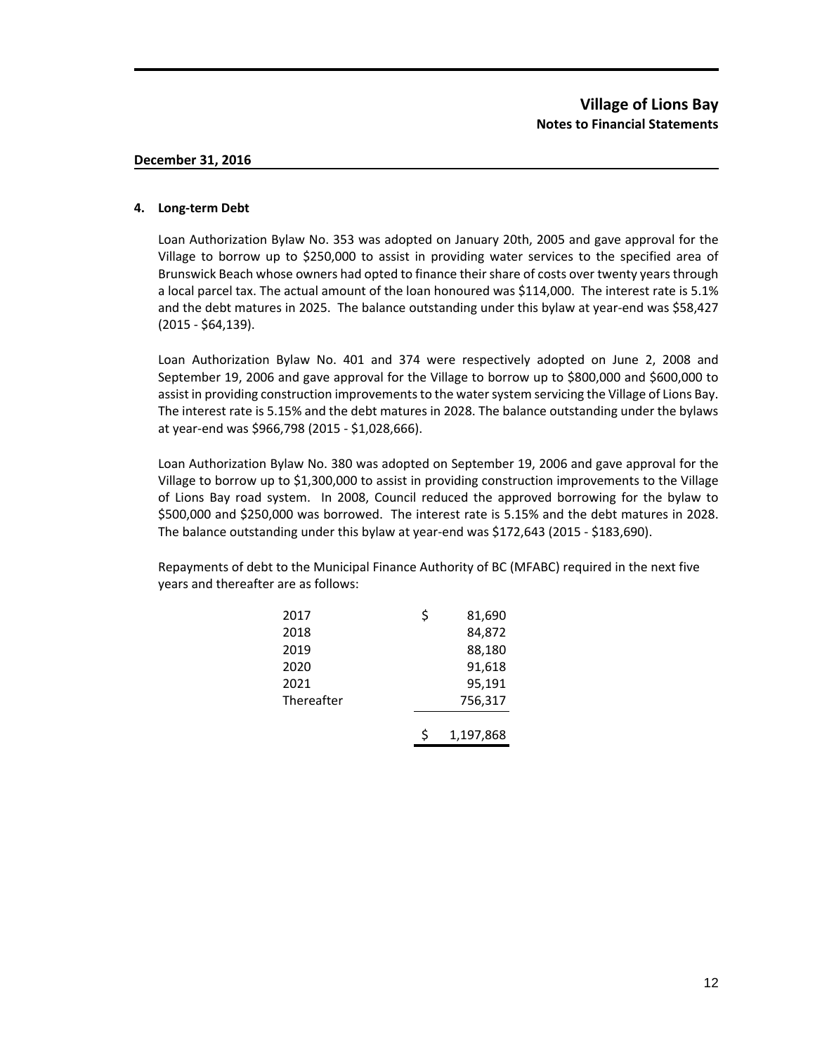**Village of Lions Bay**
**Notes to Financial Statements**

**December 31, 2016**

**4. Long-term Debt**

Loan Authorization Bylaw No. 353 was adopted on January 20th, 2005 and gave approval for the Village to borrow up to $250,000 to assist in providing water services to the specified area of Brunswick Beach whose owners had opted to finance their share of costs over twenty years through a local parcel tax. The actual amount of the loan honoured was $114,000. The interest rate is 5.1% and the debt matures in 2025. The balance outstanding under this bylaw at year-end was $58,427 (2015 - $64,139).

Loan Authorization Bylaw No. 401 and 374 were respectively adopted on June 2, 2008 and September 19, 2006 and gave approval for the Village to borrow up to $800,000 and $600,000 to assist in providing construction improvements to the water system servicing the Village of Lions Bay. The interest rate is 5.15% and the debt matures in 2028. The balance outstanding under the bylaws at year-end was $966,798 (2015 - $1,028,666).

Loan Authorization Bylaw No. 380 was adopted on September 19, 2006 and gave approval for the Village to borrow up to $1,300,000 to assist in providing construction improvements to the Village of Lions Bay road system. In 2008, Council reduced the approved borrowing for the bylaw to $500,000 and $250,000 was borrowed. The interest rate is 5.15% and the debt matures in 2028. The balance outstanding under this bylaw at year-end was $172,643 (2015 - $183,690).

Repayments of debt to the Municipal Finance Authority of BC (MFABC) required in the next five years and thereafter are as follows:

| | |
|---|---|
| 2017 | $ 81,690 |
| 2018 | 84,872 |
| 2019 | 88,180 |
| 2020 | 91,618 |
| 2021 | 95,191 |
| Thereafter | 756,317 |
| | $ 1,197,868 |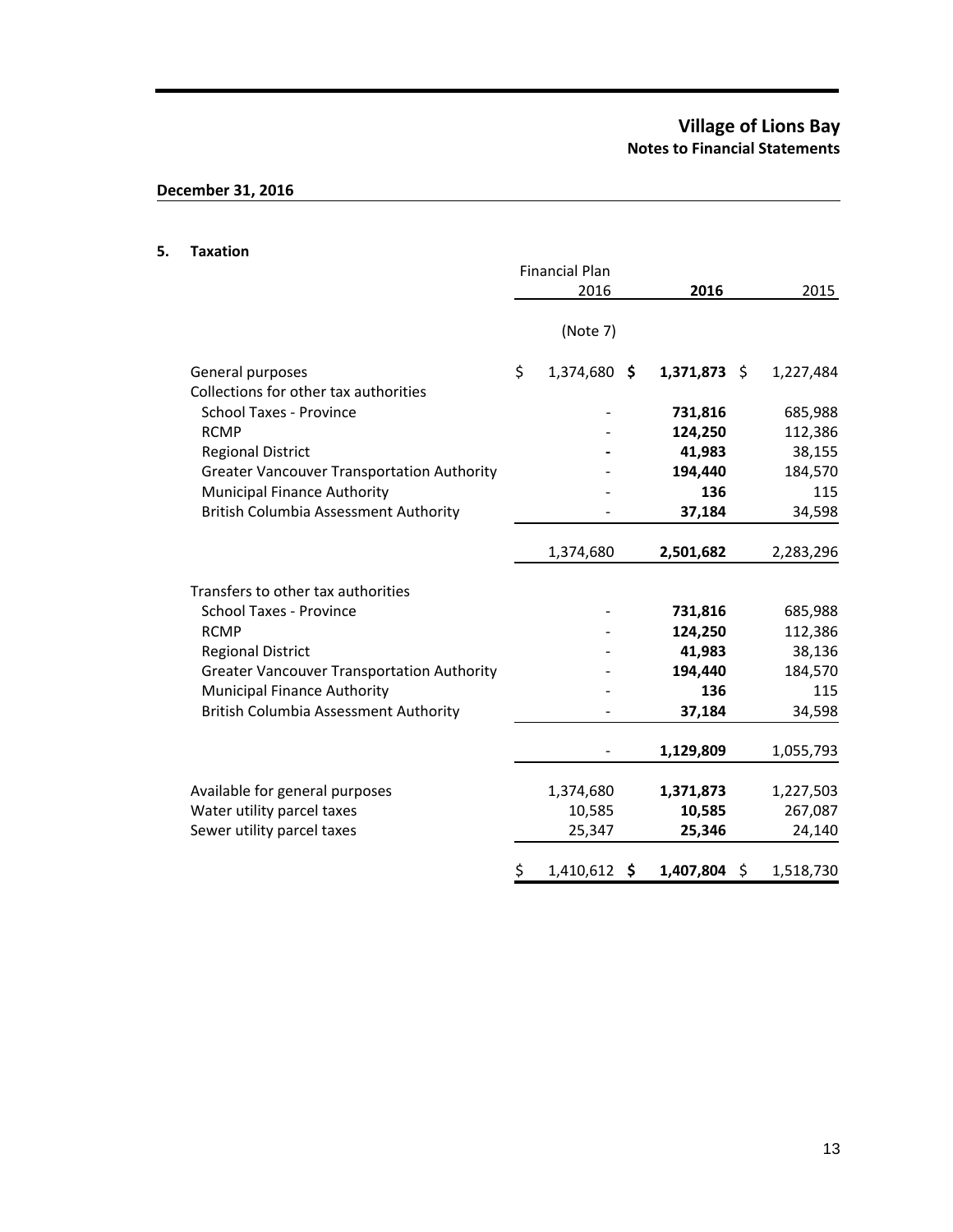**December 31, 2016**

## 5. Taxation

| | Financial Plan 2016 | **2016** | 2015 |
|---|---|---|---|
| | (Note 7) | | |
| General purposes | $ 1,374,680 | **$ 1,371,873** | $ 1,227,484 |
| Collections for other tax authorities | | | |
| School Taxes - Province | - | **731,816** | 685,988 |
| RCMP | - | **124,250** | 112,386 |
| Regional District | **-** | **41,983** | 38,155 |
| Greater Vancouver Transportation Authority | - | **194,440** | 184,570 |
| Municipal Finance Authority | - | **136** | 115 |
| British Columbia Assessment Authority | - | **37,184** | 34,598 |
| | 1,374,680 | **2,501,682** | 2,283,296 |
| Transfers to other tax authorities | | | |
| School Taxes - Province | - | **731,816** | 685,988 |
| RCMP | - | **124,250** | 112,386 |
| Regional District | - | **41,983** | 38,136 |
| Greater Vancouver Transportation Authority | - | **194,440** | 184,570 |
| Municipal Finance Authority | - | **136** | 115 |
| British Columbia Assessment Authority | - | **37,184** | 34,598 |
| | - | **1,129,809** | 1,055,793 |
| Available for general purposes | 1,374,680 | **1,371,873** | 1,227,503 |
| Water utility parcel taxes | 10,585 | **10,585** | 267,087 |
| Sewer utility parcel taxes | 25,347 | **25,346** | 24,140 |
| | $ 1,410,612 | **$ 1,407,804** | $ 1,518,730 |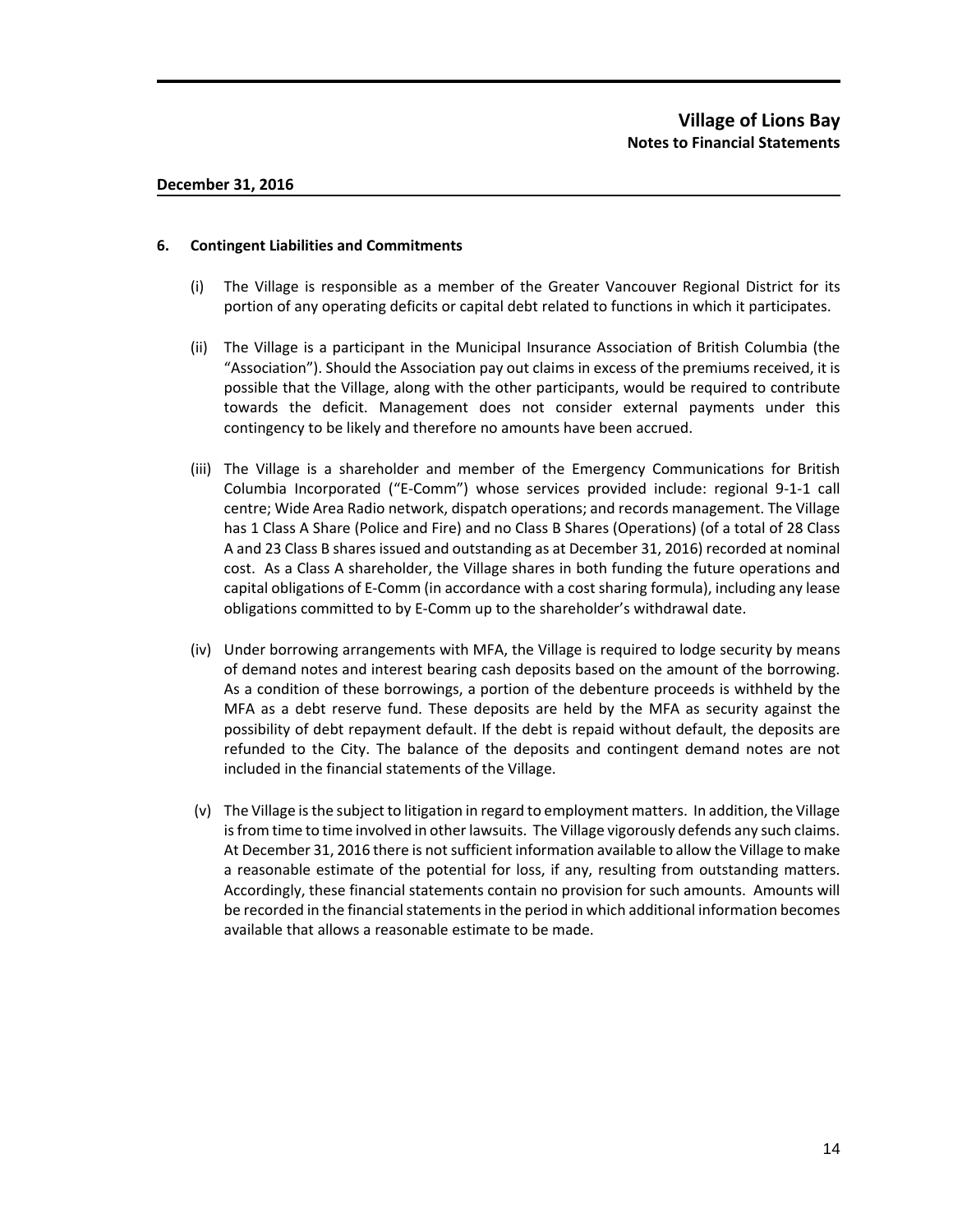**December 31, 2016**

## 6. Contingent Liabilities and Commitments

(i) The Village is responsible as a member of the Greater Vancouver Regional District for its portion of any operating deficits or capital debt related to functions in which it participates.

(ii) The Village is a participant in the Municipal Insurance Association of British Columbia (the "Association"). Should the Association pay out claims in excess of the premiums received, it is possible that the Village, along with the other participants, would be required to contribute towards the deficit. Management does not consider external payments under this contingency to be likely and therefore no amounts have been accrued.

(iii) The Village is a shareholder and member of the Emergency Communications for British Columbia Incorporated ("E-Comm") whose services provided include: regional 9-1-1 call centre; Wide Area Radio network, dispatch operations; and records management. The Village has 1 Class A Share (Police and Fire) and no Class B Shares (Operations) (of a total of 28 Class A and 23 Class B shares issued and outstanding as at December 31, 2016) recorded at nominal cost. As a Class A shareholder, the Village shares in both funding the future operations and capital obligations of E-Comm (in accordance with a cost sharing formula), including any lease obligations committed to by E-Comm up to the shareholder's withdrawal date.

(iv) Under borrowing arrangements with MFA, the Village is required to lodge security by means of demand notes and interest bearing cash deposits based on the amount of the borrowing. As a condition of these borrowings, a portion of the debenture proceeds is withheld by the MFA as a debt reserve fund. These deposits are held by the MFA as security against the possibility of debt repayment default. If the debt is repaid without default, the deposits are refunded to the City. The balance of the deposits and contingent demand notes are not included in the financial statements of the Village.

(v) The Village is the subject to litigation in regard to employment matters. In addition, the Village is from time to time involved in other lawsuits. The Village vigorously defends any such claims. At December 31, 2016 there is not sufficient information available to allow the Village to make a reasonable estimate of the potential for loss, if any, resulting from outstanding matters. Accordingly, these financial statements contain no provision for such amounts. Amounts will be recorded in the financial statements in the period in which additional information becomes available that allows a reasonable estimate to be made.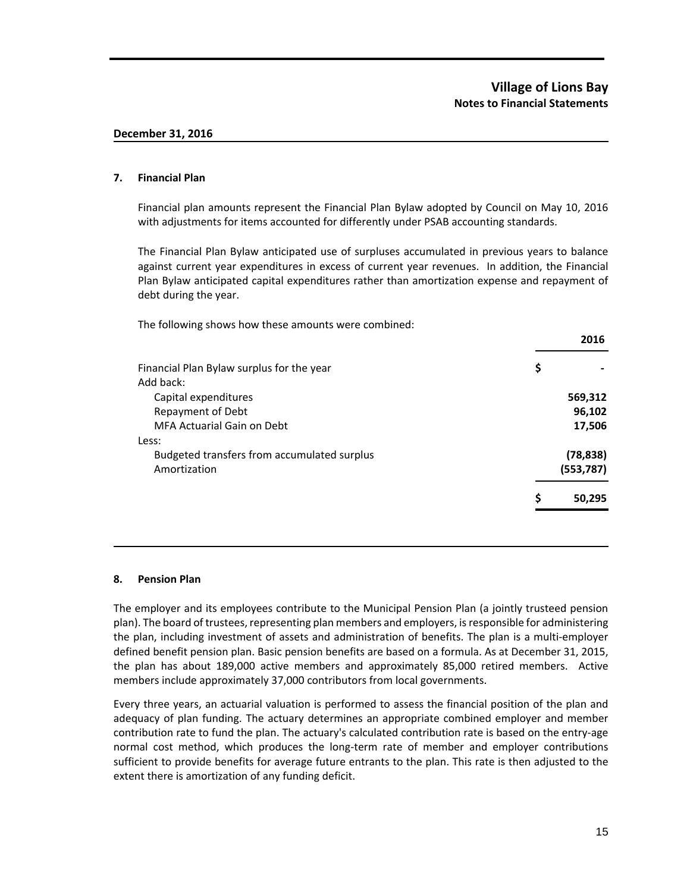## 7. Financial Plan

Financial plan amounts represent the Financial Plan Bylaw adopted by Council on May 10, 2016 with adjustments for items accounted for differently under PSAB accounting standards.

The Financial Plan Bylaw anticipated use of surpluses accumulated in previous years to balance against current year expenditures in excess of current year revenues. In addition, the Financial Plan Bylaw anticipated capital expenditures rather than amortization expense and repayment of debt during the year.

The following shows how these amounts were combined:

| | 2016 |
|---|---|
| Financial Plan Bylaw surplus for the year | $ - |
| Add back: | |
| Capital expenditures | 569,312 |
| Repayment of Debt | 96,102 |
| MFA Actuarial Gain on Debt | 17,506 |
| Less: | |
| Budgeted transfers from accumulated surplus | (78,838) |
| Amortization | (553,787) |
| | $ 50,295 |

## 8. Pension Plan

The employer and its employees contribute to the Municipal Pension Plan (a jointly trusteed pension plan). The board of trustees, representing plan members and employers, is responsible for administering the plan, including investment of assets and administration of benefits. The plan is a multi-employer defined benefit pension plan. Basic pension benefits are based on a formula. As at December 31, 2015, the plan has about 189,000 active members and approximately 85,000 retired members. Active members include approximately 37,000 contributors from local governments.

Every three years, an actuarial valuation is performed to assess the financial position of the plan and adequacy of plan funding. The actuary determines an appropriate combined employer and member contribution rate to fund the plan. The actuary's calculated contribution rate is based on the entry-age normal cost method, which produces the long-term rate of member and employer contributions sufficient to provide benefits for average future entrants to the plan. This rate is then adjusted to the extent there is amortization of any funding deficit.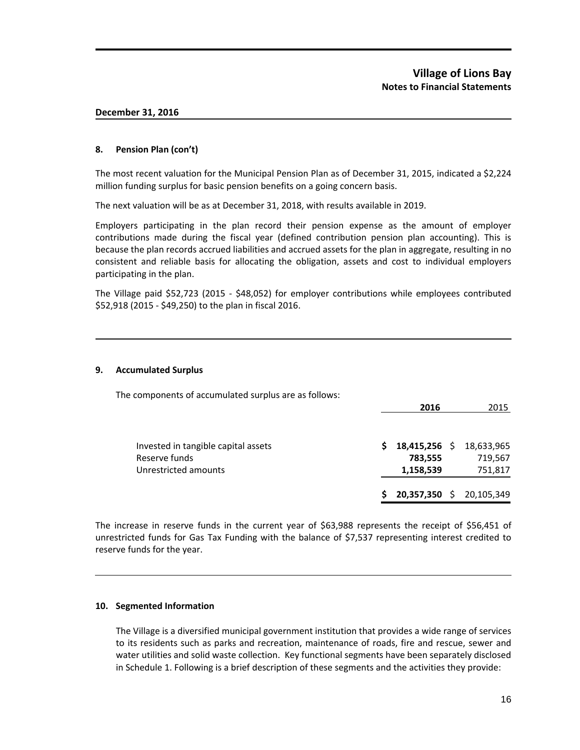**December 31, 2016**

### 8. Pension Plan (con't)

The most recent valuation for the Municipal Pension Plan as of December 31, 2015, indicated a $2,224 million funding surplus for basic pension benefits on a going concern basis.

The next valuation will be as at December 31, 2018, with results available in 2019.

Employers participating in the plan record their pension expense as the amount of employer contributions made during the fiscal year (defined contribution pension plan accounting). This is because the plan records accrued liabilities and accrued assets for the plan in aggregate, resulting in no consistent and reliable basis for allocating the obligation, assets and cost to individual employers participating in the plan.

The Village paid $52,723 (2015 - $48,052) for employer contributions while employees contributed $52,918 (2015 - $49,250) to the plan in fiscal 2016.

### 9. Accumulated Surplus

The components of accumulated surplus are as follows:

| | **2016** | 2015 |
|---|---|---|
| Invested in tangible capital assets | **$ 18,415,256** | $ 18,633,965 |
| Reserve funds | **783,555** | 719,567 |
| Unrestricted amounts | **1,158,539** | 751,817 |
| | **$ 20,357,350** | $ 20,105,349 |

The increase in reserve funds in the current year of $63,988 represents the receipt of $56,451 of unrestricted funds for Gas Tax Funding with the balance of $7,537 representing interest credited to reserve funds for the year.

### 10. Segmented Information

The Village is a diversified municipal government institution that provides a wide range of services to its residents such as parks and recreation, maintenance of roads, fire and rescue, sewer and water utilities and solid waste collection. Key functional segments have been separately disclosed in Schedule 1. Following is a brief description of these segments and the activities they provide: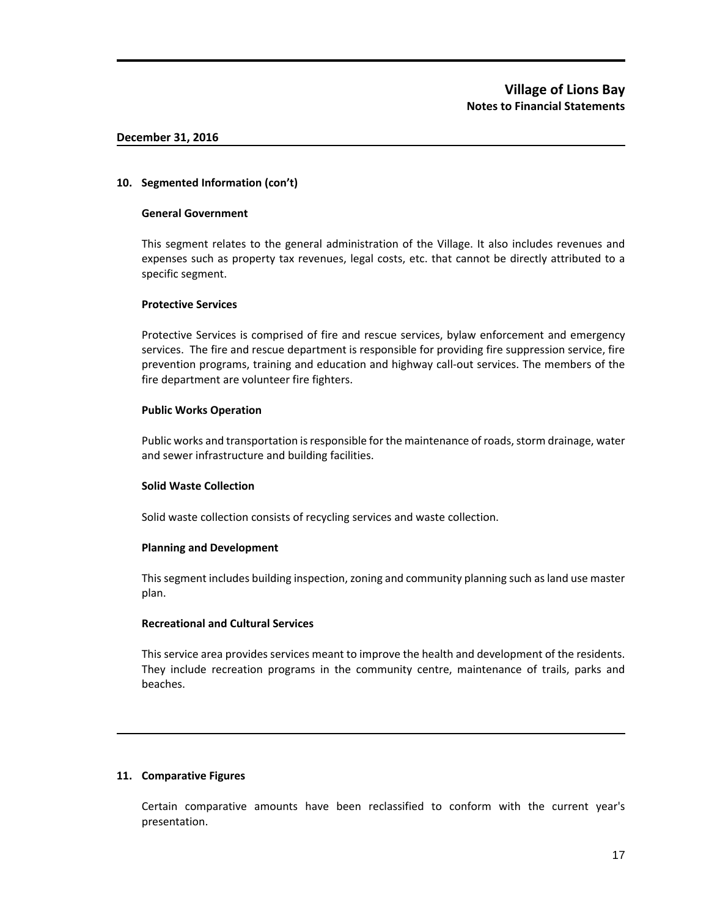## 10. Segmented Information (con't)

### General Government

This segment relates to the general administration of the Village. It also includes revenues and expenses such as property tax revenues, legal costs, etc. that cannot be directly attributed to a specific segment.

### Protective Services

Protective Services is comprised of fire and rescue services, bylaw enforcement and emergency services. The fire and rescue department is responsible for providing fire suppression service, fire prevention programs, training and education and highway call-out services. The members of the fire department are volunteer fire fighters.

### Public Works Operation

Public works and transportation is responsible for the maintenance of roads, storm drainage, water and sewer infrastructure and building facilities.

### Solid Waste Collection

Solid waste collection consists of recycling services and waste collection.

### Planning and Development

This segment includes building inspection, zoning and community planning such as land use master plan.

### Recreational and Cultural Services

This service area provides services meant to improve the health and development of the residents. They include recreation programs in the community centre, maintenance of trails, parks and beaches.

## 11. Comparative Figures

Certain comparative amounts have been reclassified to conform with the current year's presentation.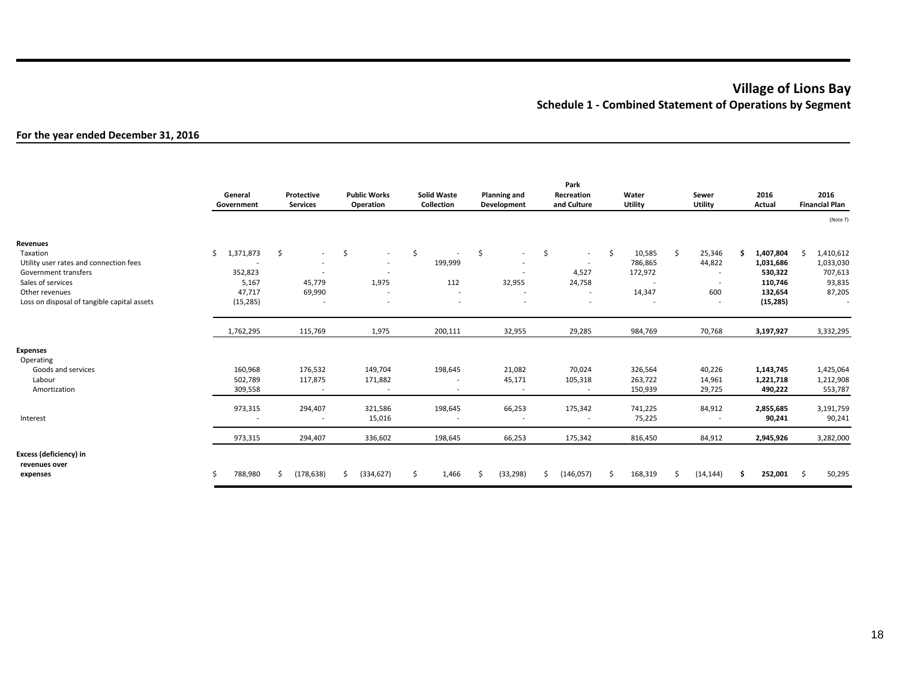# Village of Lions Bay

## Schedule 1 - Combined Statement of Operations by Segment

**For the year ended December 31, 2016**

| | General Government | Protective Services | Public Works Operation | Solid Waste Collection | Planning and Development | Park Recreation and Culture | Water Utility | Sewer Utility | 2016 Actual | 2016 Financial Plan |
|---|---|---|---|---|---|---|---|---|---|---|
| | | | | | | | | | | (Note 7) |
| **Revenues** | | | | | | | | | | |
| Taxation | $ 1,371,873 | $ - | $ - | $ - | $ - | $ - | $ 10,585 | $ 25,346 | **$ 1,407,804** | $ 1,410,612 |
| Utility user rates and connection fees | - | - | - | 199,999 | - | - | 786,865 | 44,822 | **1,031,686** | 1,033,030 |
| Government transfers | 352,823 | - | - | | - | 4,527 | 172,972 | - | **530,322** | 707,613 |
| Sales of services | 5,167 | 45,779 | 1,975 | 112 | 32,955 | 24,758 | - | - | **110,746** | 93,835 |
| Other revenues | 47,717 | 69,990 | - | - | - | - | 14,347 | 600 | **132,654** | 87,205 |
| Loss on disposal of tangible capital assets | (15,285) | - | - | - | - | - | - | - | **(15,285)** | - |
| | 1,762,295 | 115,769 | 1,975 | 200,111 | 32,955 | 29,285 | 984,769 | 70,768 | **3,197,927** | 3,332,295 |
| **Expenses** | | | | | | | | | | |
| Operating | | | | | | | | | | |
| Goods and services | 160,968 | 176,532 | 149,704 | 198,645 | 21,082 | 70,024 | 326,564 | 40,226 | **1,143,745** | 1,425,064 |
| Labour | 502,789 | 117,875 | 171,882 | - | 45,171 | 105,318 | 263,722 | 14,961 | **1,221,718** | 1,212,908 |
| Amortization | 309,558 | - | - | - | - | - | 150,939 | 29,725 | **490,222** | 553,787 |
| | 973,315 | 294,407 | 321,586 | 198,645 | 66,253 | 175,342 | 741,225 | 84,912 | **2,855,685** | 3,191,759 |
| Interest | - | - | 15,016 | - | - | - | 75,225 | - | **90,241** | 90,241 |
| | 973,315 | 294,407 | 336,602 | 198,645 | 66,253 | 175,342 | 816,450 | 84,912 | **2,945,926** | 3,282,000 |
| **Excess (deficiency) in revenues over expenses** | $ 788,980 | $ (178,638) | $ (334,627) | $ 1,466 | $ (33,298) | $ (146,057) | $ 168,319 | $ (14,144) | **$ 252,001** | $ 50,295 |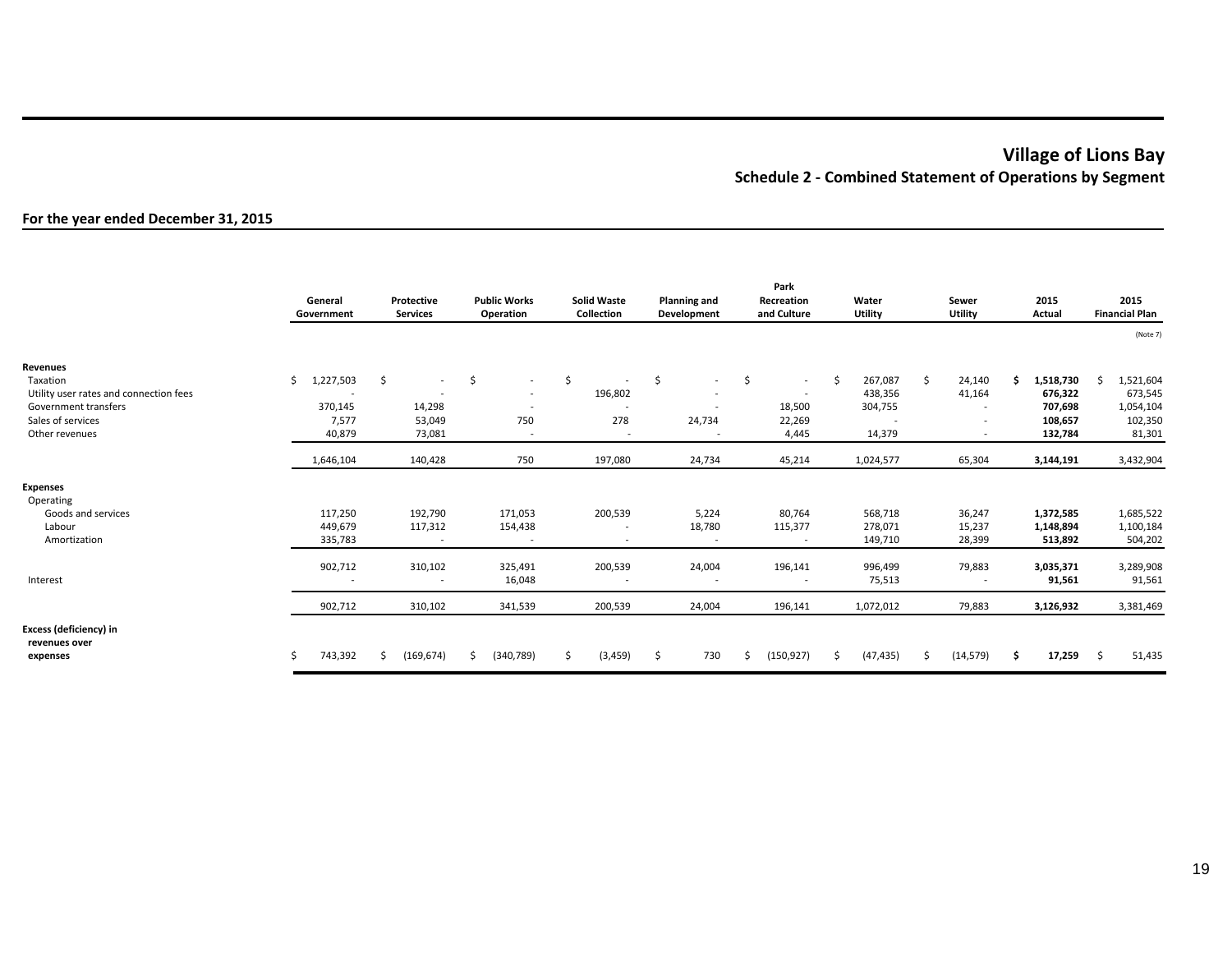# Village of Lions Bay

## Schedule 2 - Combined Statement of Operations by Segment

**For the year ended December 31, 2015**

| | General Government | Protective Services | Public Works Operation | Solid Waste Collection | Planning and Development | Park Recreation and Culture | Water Utility | Sewer Utility | 2015 Actual | 2015 Financial Plan |
|---|---|---|---|---|---|---|---|---|---|---|
| | | | | | | | | | | (Note 7) |
| **Revenues** | | | | | | | | | | |
| Taxation | $ 1,227,503 | $ - | $ - | $ - | $ - | $ - | $ 267,087 | $ 24,140 | **$ 1,518,730** | $ 1,521,604 |
| Utility user rates and connection fees | - | - | - | 196,802 | - | - | 438,356 | 41,164 | **676,322** | 673,545 |
| Government transfers | 370,145 | 14,298 | - | - | - | 18,500 | 304,755 | - | **707,698** | 1,054,104 |
| Sales of services | 7,577 | 53,049 | 750 | 278 | 24,734 | 22,269 | - | - | **108,657** | 102,350 |
| Other revenues | 40,879 | 73,081 | - | - | - | 4,445 | 14,379 | - | **132,784** | 81,301 |
| | 1,646,104 | 140,428 | 750 | 197,080 | 24,734 | 45,214 | 1,024,577 | 65,304 | **3,144,191** | 3,432,904 |
| **Expenses** | | | | | | | | | | |
| Operating | | | | | | | | | | |
| Goods and services | 117,250 | 192,790 | 171,053 | 200,539 | 5,224 | 80,764 | 568,718 | 36,247 | **1,372,585** | 1,685,522 |
| Labour | 449,679 | 117,312 | 154,438 | - | 18,780 | 115,377 | 278,071 | 15,237 | **1,148,894** | 1,100,184 |
| Amortization | 335,783 | - | - | - | - | - | 149,710 | 28,399 | **513,892** | 504,202 |
| | 902,712 | 310,102 | 325,491 | 200,539 | 24,004 | 196,141 | 996,499 | 79,883 | **3,035,371** | 3,289,908 |
| Interest | - | - | 16,048 | - | - | - | 75,513 | - | **91,561** | 91,561 |
| | 902,712 | 310,102 | 341,539 | 200,539 | 24,004 | 196,141 | 1,072,012 | 79,883 | **3,126,932** | 3,381,469 |
| **Excess (deficiency) in revenues over expenses** | $ 743,392 | $ (169,674) | $ (340,789) | $ (3,459) | $ 730 | $ (150,927) | $ (47,435) | $ (14,579) | **$ 17,259** | $ 51,435 |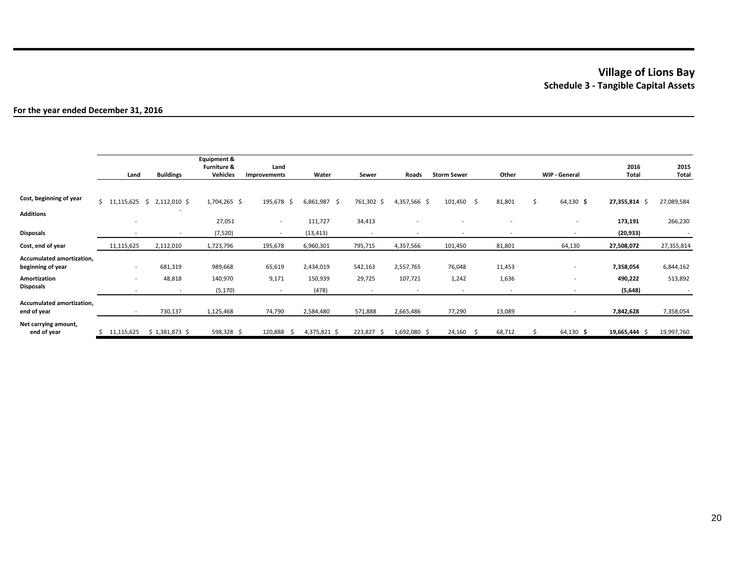# Village of Lions Bay

## Schedule 3 - Tangible Capital Assets

**For the year ended December 31, 2016**

| | Land | Buildings | Equipment & Furniture & Vehicles | Land Improvements | Water | Sewer | Roads | Storm Sewer | Other | WIP - General | 2016 Total | 2015 Total |
|---|---|---|---|---|---|---|---|---|---|---|---|---|
| **Cost, beginning of year** | $ 11,115,625 | $ 2,112,010 | $ 1,704,265 | $ 195,678 | $ 6,861,987 | $ 761,302 | $ 4,357,566 | $ 101,450 | $ 81,801 | $ 64,130 | **$ 27,355,814** | $ 27,089,584 |
| **Additions** | - | - | 27,051 | - | 111,727 | 34,413 | - | - | - | - | **173,191** | 266,230 |
| **Disposals** | - | - | (7,520) | - | (13,413) | - | - | - | - | - | **(20,933)** | - |
| **Cost, end of year** | 11,115,625 | 2,112,010 | 1,723,796 | 195,678 | 6,960,301 | 795,715 | 4,357,566 | 101,450 | 81,801 | 64,130 | **27,508,072** | 27,355,814 |
| **Accumulated amortization, beginning of year** | - | 681,319 | 989,668 | 65,619 | 2,434,019 | 542,163 | 2,557,765 | 76,048 | 11,453 | - | **7,358,054** | 6,844,162 |
| **Amortization** | - | 48,818 | 140,970 | 9,171 | 150,939 | 29,725 | 107,721 | 1,242 | 1,636 | - | **490,222** | 513,892 |
| **Disposals** | - | - | (5,170) | - | (478) | - | - | - | - | - | **(5,648)** | - |
| **Accumulated amortization, end of year** | - | 730,137 | 1,125,468 | 74,790 | 2,584,480 | 571,888 | 2,665,486 | 77,290 | 13,089 | - | **7,842,628** | 7,358,054 |
| **Net carrying amount, end of year** | $ 11,115,625 | $ 1,381,873 | $ 598,328 | $ 120,888 | $ 4,375,821 | $ 223,827 | $ 1,692,080 | $ 24,160 | $ 68,712 | $ 64,130 | **$ 19,665,444** | $ 19,997,760 |